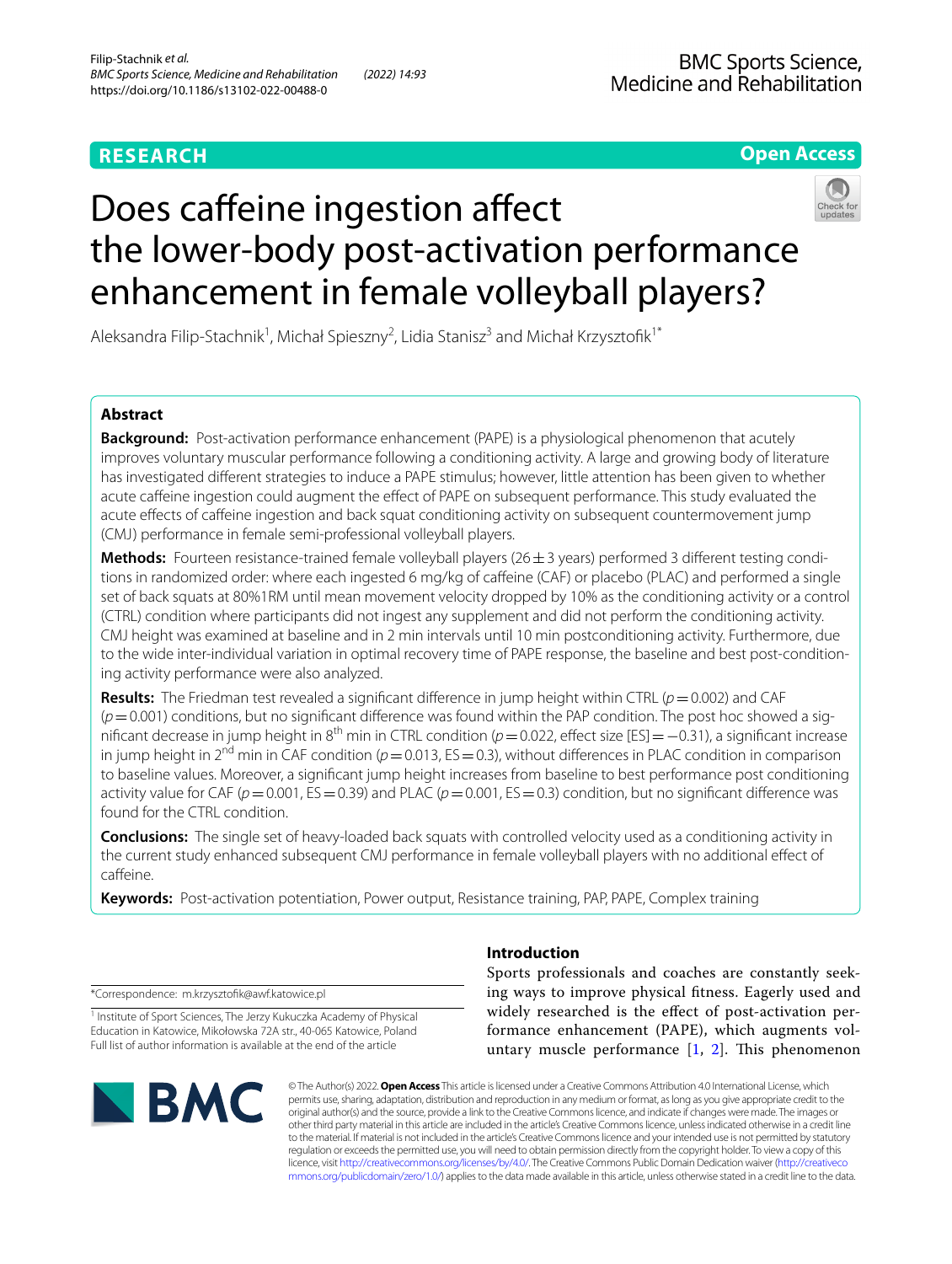RESEARCH

Open Access

# Does caffeine ingestion affect the lower-body post-activation performance enhancement in female volleyball players?

Aleksandra Filip-Stachnik[1], Michał Spieszny[2], Lidia Stanisz[3] and Michał Krzysztofik[1*]

## Abstract

**Background:** Post-activation performance enhancement (PAPE) is a physiological phenomenon that acutely improves voluntary muscular performance following a conditioning activity. A large and growing body of literature has investigated different strategies to induce a PAPE stimulus; however, little attention has been given to whether acute caffeine ingestion could augment the effect of PAPE on subsequent performance. This study evaluated the acute effects of caffeine ingestion and back squat conditioning activity on subsequent countermovement jump (CMJ) performance in female semi-professional volleyball players.

**Methods:** Fourteen resistance-trained female volleyball players (26 ± 3 years) performed 3 different testing conditions in randomized order: where each ingested 6 mg/kg of caffeine (CAF) or placebo (PLAC) and performed a single set of back squats at 80%1RM until mean movement velocity dropped by 10% as the conditioning activity or a control (CTRL) condition where participants did not ingest any supplement and did not perform the conditioning activity. CMJ height was examined at baseline and in 2 min intervals until 10 min postconditioning activity. Furthermore, due to the wide inter-individual variation in optimal recovery time of PAPE response, the baseline and best post-conditioning activity performance were also analyzed.

**Results:** The Friedman test revealed a significant difference in jump height within CTRL ($p = 0.002$) and CAF ($p = 0.001$) conditions, but no significant difference was found within the PAP condition. The post hoc showed a significant decrease in jump height in 8th min in CTRL condition ($p = 0.022$, effect size [ES] = −0.31), a significant increase in jump height in 2nd min in CAF condition ($p = 0.013$, ES = 0.3), without differences in PLAC condition in comparison to baseline values. Moreover, a significant jump height increases from baseline to best performance post conditioning activity value for CAF ($p = 0.001$, ES = 0.39) and PLAC ($p = 0.001$, ES = 0.3) condition, but no significant difference was found for the CTRL condition.

**Conclusions:** The single set of heavy-loaded back squats with controlled velocity used as a conditioning activity in the current study enhanced subsequent CMJ performance in female volleyball players with no additional effect of caffeine.

**Keywords:** Post-activation potentiation, Power output, Resistance training, PAP, PAPE, Complex training

*Correspondence: m.krzysztofik@awf.katowice.pl

[1] Institute of Sport Sciences, The Jerzy Kukuczka Academy of Physical Education in Katowice, Mikołowska 72A str., 40-065 Katowice, Poland
Full list of author information is available at the end of the article

## Introduction

Sports professionals and coaches are constantly seeking ways to improve physical fitness. Eagerly used and widely researched is the effect of post-activation performance enhancement (PAPE), which augments voluntary muscle performance [1, 2]. This phenomenon

© The Author(s) 2022. **Open Access** This article is licensed under a Creative Commons Attribution 4.0 International License, which permits use, sharing, adaptation, distribution and reproduction in any medium or format, as long as you give appropriate credit to the original author(s) and the source, provide a link to the Creative Commons licence, and indicate if changes were made. The images or other third party material in this article are included in the article's Creative Commons licence, unless indicated otherwise in a credit line to the material. If material is not included in the article's Creative Commons licence and your intended use is not permitted by statutory regulation or exceeds the permitted use, you will need to obtain permission directly from the copyright holder. To view a copy of this licence, visit http://creativecommons.org/licenses/by/4.0/. The Creative Commons Public Domain Dedication waiver (http://creativecommons.org/publicdomain/zero/1.0/) applies to the data made available in this article, unless otherwise stated in a credit line to the data.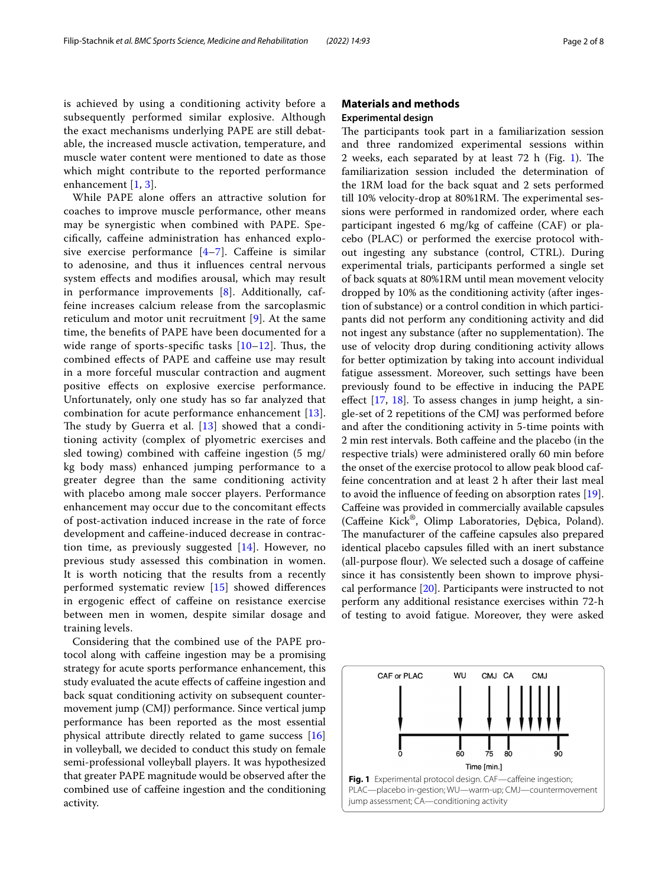is achieved by using a conditioning activity before a subsequently performed similar explosive. Although the exact mechanisms underlying PAPE are still debatable, the increased muscle activation, temperature, and muscle water content were mentioned to date as those which might contribute to the reported performance enhancement [1, 3].

While PAPE alone offers an attractive solution for coaches to improve muscle performance, other means may be synergistic when combined with PAPE. Specifically, caffeine administration has enhanced explosive exercise performance [4–7]. Caffeine is similar to adenosine, and thus it influences central nervous system effects and modifies arousal, which may result in performance improvements [8]. Additionally, caffeine increases calcium release from the sarcoplasmic reticulum and motor unit recruitment [9]. At the same time, the benefits of PAPE have been documented for a wide range of sports-specific tasks [10–12]. Thus, the combined effects of PAPE and caffeine use may result in a more forceful muscular contraction and augment positive effects on explosive exercise performance. Unfortunately, only one study has so far analyzed that combination for acute performance enhancement [13]. The study by Guerra et al. [13] showed that a conditioning activity (complex of plyometric exercises and sled towing) combined with caffeine ingestion (5 mg/kg body mass) enhanced jumping performance to a greater degree than the same conditioning activity with placebo among male soccer players. Performance enhancement may occur due to the concomitant effects of post-activation induced increase in the rate of force development and caffeine-induced decrease in contraction time, as previously suggested [14]. However, no previous study assessed this combination in women. It is worth noticing that the results from a recently performed systematic review [15] showed differences in ergogenic effect of caffeine on resistance exercise between men in women, despite similar dosage and training levels.

Considering that the combined use of the PAPE protocol along with caffeine ingestion may be a promising strategy for acute sports performance enhancement, this study evaluated the acute effects of caffeine ingestion and back squat conditioning activity on subsequent countermovement jump (CMJ) performance. Since vertical jump performance has been reported as the most essential physical attribute directly related to game success [16] in volleyball, we decided to conduct this study on female semi-professional volleyball players. It was hypothesized that greater PAPE magnitude would be observed after the combined use of caffeine ingestion and the conditioning activity.

## Materials and methods

### Experimental design

The participants took part in a familiarization session and three randomized experimental sessions within 2 weeks, each separated by at least 72 h (Fig. 1). The familiarization session included the determination of the 1RM load for the back squat and 2 sets performed till 10% velocity-drop at 80%1RM. The experimental sessions were performed in randomized order, where each participant ingested 6 mg/kg of caffeine (CAF) or placebo (PLAC) or performed the exercise protocol without ingesting any substance (control, CTRL). During experimental trials, participants performed a single set of back squats at 80%1RM until mean movement velocity dropped by 10% as the conditioning activity (after ingestion of substance) or a control condition in which participants did not perform any conditioning activity and did not ingest any substance (after no supplementation). The use of velocity drop during conditioning activity allows for better optimization by taking into account individual fatigue assessment. Moreover, such settings have been previously found to be effective in inducing the PAPE effect [17, 18]. To assess changes in jump height, a single-set of 2 repetitions of the CMJ was performed before and after the conditioning activity in 5-time points with 2 min rest intervals. Both caffeine and the placebo (in the respective trials) were administered orally 60 min before the onset of the exercise protocol to allow peak blood caffeine concentration and at least 2 h after their last meal to avoid the influence of feeding on absorption rates [19]. Caffeine was provided in commercially available capsules (Caffeine Kick®, Olimp Laboratories, Dębica, Poland). The manufacturer of the caffeine capsules also prepared identical placebo capsules filled with an inert substance (all-purpose flour). We selected such a dosage of caffeine since it has consistently been shown to improve physical performance [20]. Participants were instructed to not perform any additional resistance exercises within 72-h of testing to avoid fatigue. Moreover, they were asked

**Fig. 1** Experimental protocol design. CAF—caffeine ingestion; PLAC—placebo in-gestion; WU—warm-up; CMJ—countermovement jump assessment; CA—conditioning activity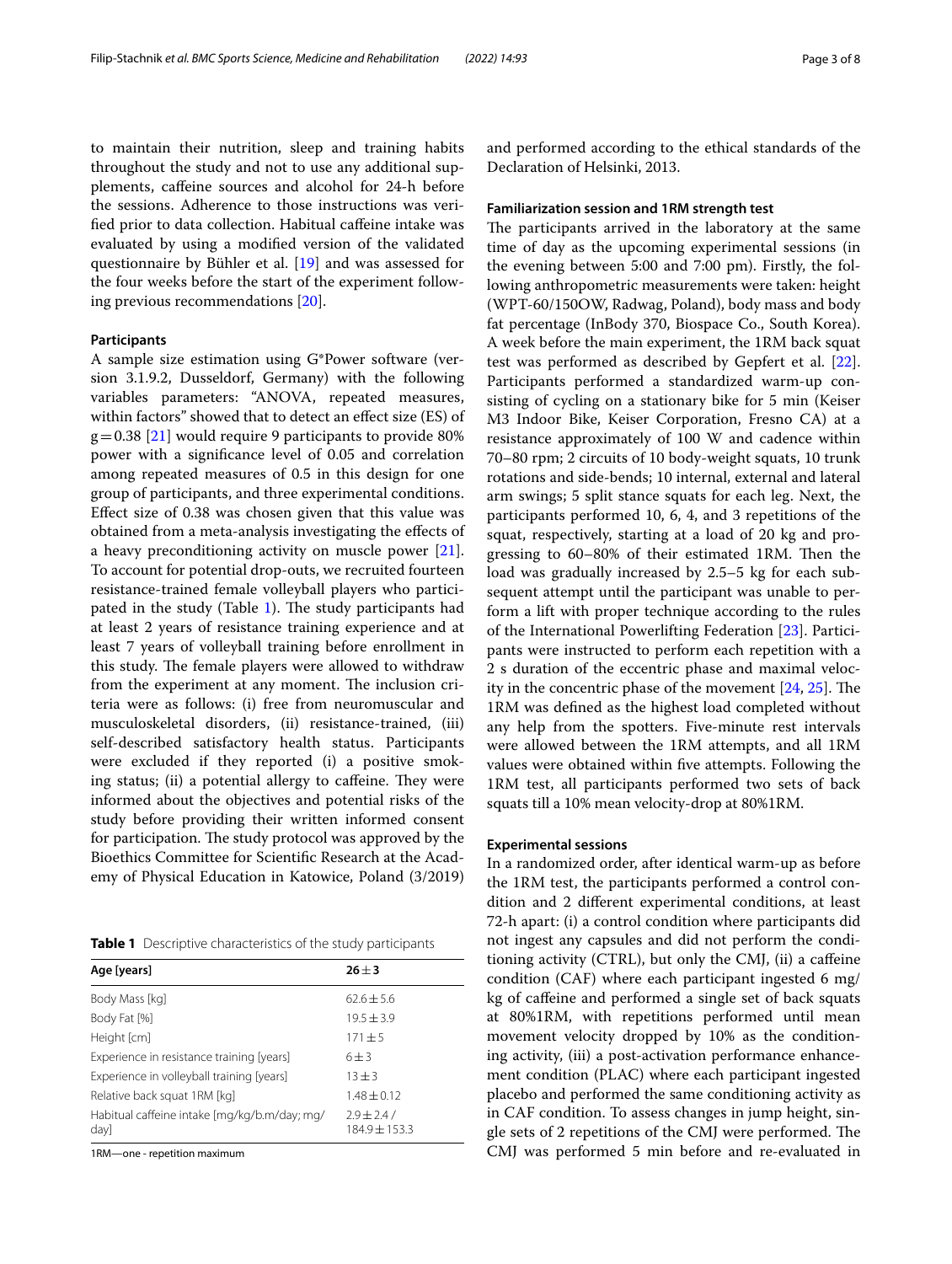to maintain their nutrition, sleep and training habits throughout the study and not to use any additional supplements, caffeine sources and alcohol for 24-h before the sessions. Adherence to those instructions was verified prior to data collection. Habitual caffeine intake was evaluated by using a modified version of the validated questionnaire by Bühler et al. [19] and was assessed for the four weeks before the start of the experiment following previous recommendations [20].

### Participants

A sample size estimation using G*Power software (version 3.1.9.2, Dusseldorf, Germany) with the following variables parameters: "ANOVA, repeated measures, within factors" showed that to detect an effect size (ES) of g = 0.38 [21] would require 9 participants to provide 80% power with a significance level of 0.05 and correlation among repeated measures of 0.5 in this design for one group of participants, and three experimental conditions. Effect size of 0.38 was chosen given that this value was obtained from a meta-analysis investigating the effects of a heavy preconditioning activity on muscle power [21]. To account for potential drop-outs, we recruited fourteen resistance-trained female volleyball players who participated in the study (Table 1). The study participants had at least 2 years of resistance training experience and at least 7 years of volleyball training before enrollment in this study. The female players were allowed to withdraw from the experiment at any moment. The inclusion criteria were as follows: (i) free from neuromuscular and musculoskeletal disorders, (ii) resistance-trained, (iii) self-described satisfactory health status. Participants were excluded if they reported (i) a positive smoking status; (ii) a potential allergy to caffeine. They were informed about the objectives and potential risks of the study before providing their written informed consent for participation. The study protocol was approved by the Bioethics Committee for Scientific Research at the Academy of Physical Education in Katowice, Poland (3/2019) and performed according to the ethical standards of the Declaration of Helsinki, 2013.

**Table 1** Descriptive characteristics of the study participants

| Age [years] | 26 ± 3 |
|---|---|
| Body Mass [kg] | 62.6 ± 5.6 |
| Body Fat [%] | 19.5 ± 3.9 |
| Height [cm] | 171 ± 5 |
| Experience in resistance training [years] | 6 ± 3 |
| Experience in volleyball training [years] | 13 ± 3 |
| Relative back squat 1RM [kg] | 1.48 ± 0.12 |
| Habitual caffeine intake [mg/kg/b.m/day; mg/day] | 2.9 ± 2.4 / 184.9 ± 153.3 |

1RM—one - repetition maximum

### Familiarization session and 1RM strength test

The participants arrived in the laboratory at the same time of day as the upcoming experimental sessions (in the evening between 5:00 and 7:00 pm). Firstly, the following anthropometric measurements were taken: height (WPT-60/150OW, Radwag, Poland), body mass and body fat percentage (InBody 370, Biospace Co., South Korea). A week before the main experiment, the 1RM back squat test was performed as described by Gepfert et al. [22]. Participants performed a standardized warm-up consisting of cycling on a stationary bike for 5 min (Keiser M3 Indoor Bike, Keiser Corporation, Fresno CA) at a resistance approximately of 100 W and cadence within 70–80 rpm; 2 circuits of 10 body-weight squats, 10 trunk rotations and side-bends; 10 internal, external and lateral arm swings; 5 split stance squats for each leg. Next, the participants performed 10, 6, 4, and 3 repetitions of the squat, respectively, starting at a load of 20 kg and progressing to 60–80% of their estimated 1RM. Then the load was gradually increased by 2.5–5 kg for each subsequent attempt until the participant was unable to perform a lift with proper technique according to the rules of the International Powerlifting Federation [23]. Participants were instructed to perform each repetition with a 2 s duration of the eccentric phase and maximal velocity in the concentric phase of the movement [24, 25]. The 1RM was defined as the highest load completed without any help from the spotters. Five-minute rest intervals were allowed between the 1RM attempts, and all 1RM values were obtained within five attempts. Following the 1RM test, all participants performed two sets of back squats till a 10% mean velocity-drop at 80%1RM.

### Experimental sessions

In a randomized order, after identical warm-up as before the 1RM test, the participants performed a control condition and 2 different experimental conditions, at least 72-h apart: (i) a control condition where participants did not ingest any capsules and did not perform the conditioning activity (CTRL), but only the CMJ, (ii) a caffeine condition (CAF) where each participant ingested 6 mg/kg of caffeine and performed a single set of back squats at 80%1RM, with repetitions performed until mean movement velocity dropped by 10% as the conditioning activity, (iii) a post-activation performance enhancement condition (PLAC) where each participant ingested placebo and performed the same conditioning activity as in CAF condition. To assess changes in jump height, single sets of 2 repetitions of the CMJ were performed. The CMJ was performed 5 min before and re-evaluated in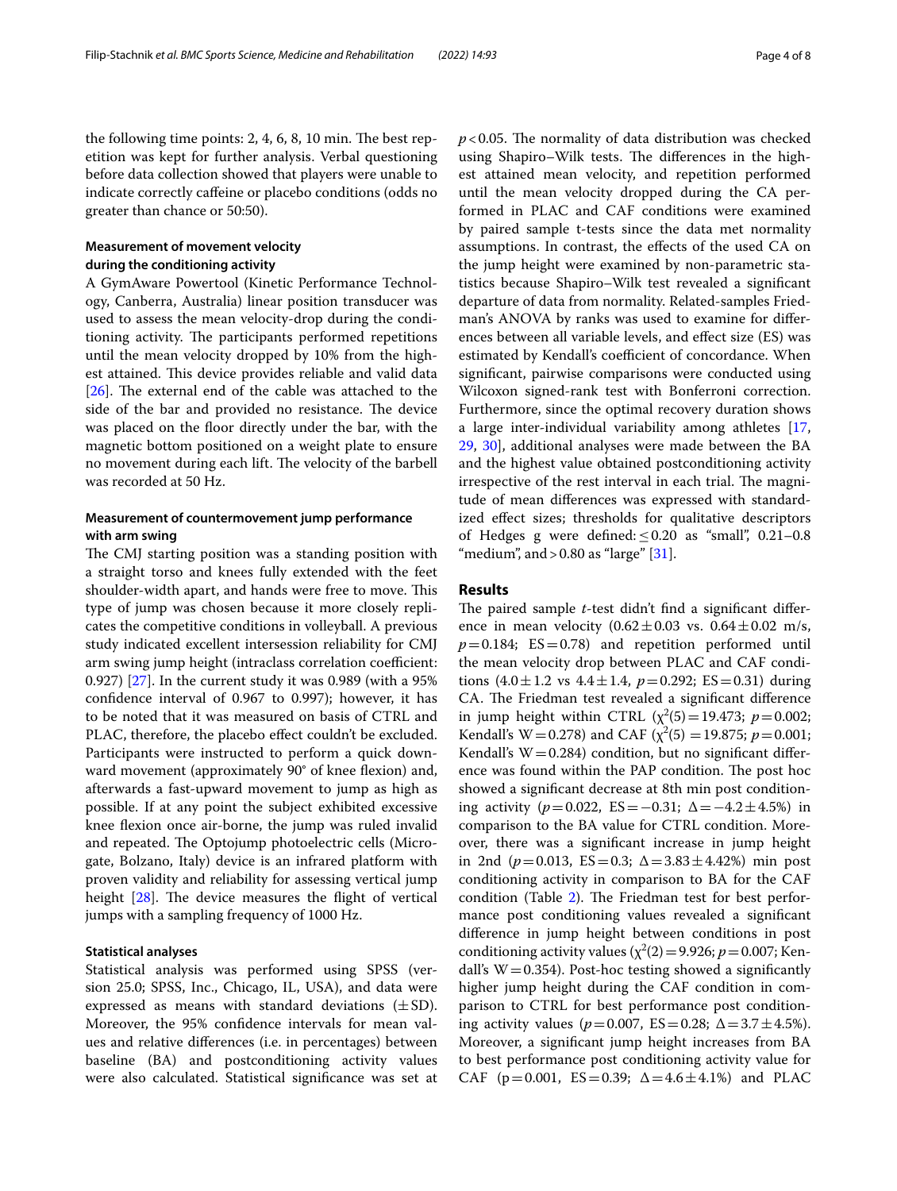the following time points: 2, 4, 6, 8, 10 min. The best repetition was kept for further analysis. Verbal questioning before data collection showed that players were unable to indicate correctly caffeine or placebo conditions (odds no greater than chance or 50:50).

### Measurement of movement velocity during the conditioning activity

A GymAware Powertool (Kinetic Performance Technology, Canberra, Australia) linear position transducer was used to assess the mean velocity-drop during the conditioning activity. The participants performed repetitions until the mean velocity dropped by 10% from the highest attained. This device provides reliable and valid data [26]. The external end of the cable was attached to the side of the bar and provided no resistance. The device was placed on the floor directly under the bar, with the magnetic bottom positioned on a weight plate to ensure no movement during each lift. The velocity of the barbell was recorded at 50 Hz.

### Measurement of countermovement jump performance with arm swing

The CMJ starting position was a standing position with a straight torso and knees fully extended with the feet shoulder-width apart, and hands were free to move. This type of jump was chosen because it more closely replicates the competitive conditions in volleyball. A previous study indicated excellent intersession reliability for CMJ arm swing jump height (intraclass correlation coefficient: 0.927) [27]. In the current study it was 0.989 (with a 95% confidence interval of 0.967 to 0.997); however, it has to be noted that it was measured on basis of CTRL and PLAC, therefore, the placebo effect couldn't be excluded. Participants were instructed to perform a quick downward movement (approximately 90° of knee flexion) and, afterwards a fast-upward movement to jump as high as possible. If at any point the subject exhibited excessive knee flexion once air-borne, the jump was ruled invalid and repeated. The Optojump photoelectric cells (Microgate, Bolzano, Italy) device is an infrared platform with proven validity and reliability for assessing vertical jump height [28]. The device measures the flight of vertical jumps with a sampling frequency of 1000 Hz.

### Statistical analyses

Statistical analysis was performed using SPSS (version 25.0; SPSS, Inc., Chicago, IL, USA), and data were expressed as means with standard deviations (±SD). Moreover, the 95% confidence intervals for mean values and relative differences (i.e. in percentages) between baseline (BA) and postconditioning activity values were also calculated. Statistical significance was set at $p<0.05$. The normality of data distribution was checked using Shapiro–Wilk tests. The differences in the highest attained mean velocity, and repetition performed until the mean velocity dropped during the CA performed in PLAC and CAF conditions were examined by paired sample t-tests since the data met normality assumptions. In contrast, the effects of the used CA on the jump height were examined by non-parametric statistics because Shapiro–Wilk test revealed a significant departure of data from normality. Related-samples Friedman's ANOVA by ranks was used to examine for differences between all variable levels, and effect size (ES) was estimated by Kendall's coefficient of concordance. When significant, pairwise comparisons were conducted using Wilcoxon signed-rank test with Bonferroni correction. Furthermore, since the optimal recovery duration shows a large inter-individual variability among athletes [17, 29, 30], additional analyses were made between the BA and the highest value obtained postconditioning activity irrespective of the rest interval in each trial. The magnitude of mean differences was expressed with standardized effect sizes; thresholds for qualitative descriptors of Hedges g were defined: ≤0.20 as "small", 0.21–0.8 "medium", and >0.80 as "large" [31].

## Results

The paired sample *t*-test didn't find a significant difference in mean velocity (0.62±0.03 vs. 0.64±0.02 m/s, $p=0.184$; ES=0.78) and repetition performed until the mean velocity drop between PLAC and CAF conditions (4.0±1.2 vs 4.4±1.4, $p=0.292$; ES=0.31) during CA. The Friedman test revealed a significant difference in jump height within CTRL ($\chi^2(5)=19.473$; $p=0.002$; Kendall's W=0.278) and CAF ($\chi^2(5)=19.875$; $p=0.001$; Kendall's W=0.284) condition, but no significant difference was found within the PAP condition. The post hoc showed a significant decrease at 8th min post conditioning activity ($p=0.022$, ES=−0.31; Δ=−4.2±4.5%) in comparison to the BA value for CTRL condition. Moreover, there was a significant increase in jump height in 2nd ($p=0.013$, ES=0.3; Δ=3.83±4.42%) min post conditioning activity in comparison to BA for the CAF condition (Table 2). The Friedman test for best performance post conditioning values revealed a significant difference in jump height between conditions in post conditioning activity values ($\chi^2(2)=9.926$; $p=0.007$; Kendall's W=0.354). Post-hoc testing showed a significantly higher jump height during the CAF condition in comparison to CTRL for best performance post conditioning activity values ($p=0.007$, ES=0.28; Δ=3.7±4.5%). Moreover, a significant jump height increases from BA to best performance post conditioning activity value for CAF (p=0.001, ES=0.39; Δ=4.6±4.1%) and PLAC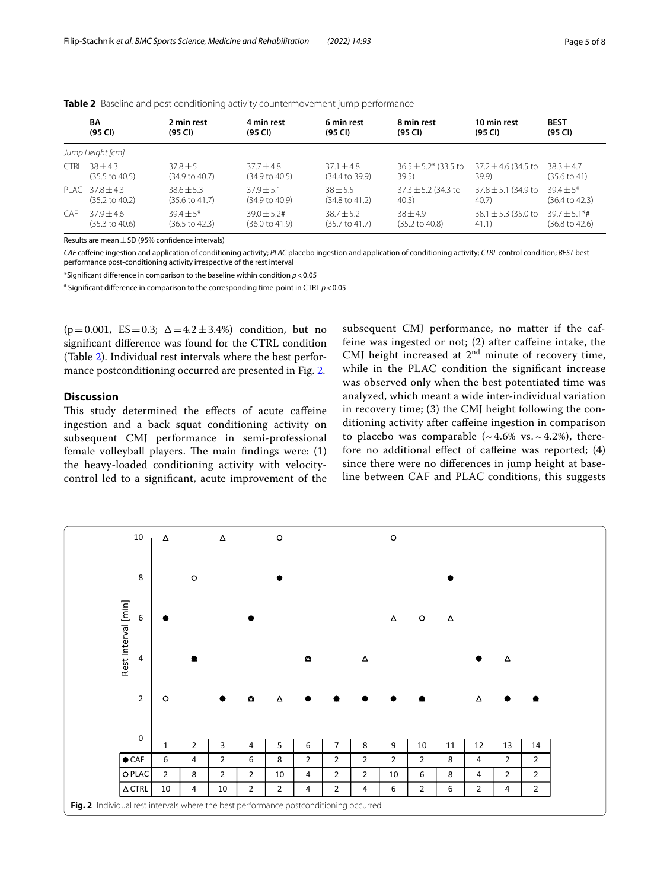**Table 2** Baseline and post conditioning activity countermovement jump performance

| | BA (95 CI) | 2 min rest (95 CI) | 4 min rest (95 CI) | 6 min rest (95 CI) | 8 min rest (95 CI) | 10 min rest (95 CI) | BEST (95 CI) |
|---|---|---|---|---|---|---|---|
| *Jump Height [cm]* | | | | | | | |
| CTRL | 38 ± 4.3 (35.5 to 40.5) | 37.8 ± 5 (34.9 to 40.7) | 37.7 ± 4.8 (34.9 to 40.5) | 37.1 ± 4.8 (34.4 to 39.9) | 36.5 ± 5.2* (33.5 to 39.5) | 37.2 ± 4.6 (34.5 to 39.9) | 38.3 ± 4.7 (35.6 to 41) |
| PLAC | 37.8 ± 4.3 (35.2 to 40.2) | 38.6 ± 5.3 (35.6 to 41.7) | 37.9 ± 5.1 (34.9 to 40.9) | 38 ± 5.5 (34.8 to 41.2) | 37.3 ± 5.2 (34.3 to 40.3) | 37.8 ± 5.1 (34.9 to 40.7) | 39.4 ± 5* (36.4 to 42.3) |
| CAF | 37.9 ± 4.6 (35.3 to 40.6) | 39.4 ± 5* (36.5 to 42.3) | 39.0 ± 5.2# (36.0 to 41.9) | 38.7 ± 5.2 (35.7 to 41.7) | 38 ± 4.9 (35.2 to 40.8) | 38.1 ± 5.3 (35.0 to 41.1) | 39.7 ± 5.1*# (36.8 to 42.6) |

Results are mean ± SD (95% confidence intervals)

*CAF* caffeine ingestion and application of conditioning activity; *PLAC* placebo ingestion and application of conditioning activity; *CTRL* control condition; *BEST* best performance post-conditioning activity irrespective of the rest interval

*Significant difference in comparison to the baseline within condition $p < 0.05$

# Significant difference in comparison to the corresponding time-point in CTRL $p < 0.05$

($p = 0.001$, ES = 0.3; Δ = 4.2 ± 3.4%) condition, but no significant difference was found for the CTRL condition (Table 2). Individual rest intervals where the best performance postconditioning occurred are presented in Fig. 2.

## Discussion

This study determined the effects of acute caffeine ingestion and a back squat conditioning activity on subsequent CMJ performance in semi-professional female volleyball players. The main findings were: (1) the heavy-loaded conditioning activity with velocity-control led to a significant, acute improvement of the subsequent CMJ performance, no matter if the caffeine was ingested or not; (2) after caffeine intake, the CMJ height increased at 2nd minute of recovery time, while in the PLAC condition the significant increase was observed only when the best potentiated time was analyzed, which meant a wide inter-individual variation in recovery time; (3) the CMJ height following the conditioning activity after caffeine ingestion in comparison to placebo was comparable (~ 4.6% vs. ~ 4.2%), therefore no additional effect of caffeine was reported; (4) since there were no differences in jump height at baseline between CAF and PLAC conditions, this suggests

| | 1 | 2 | 3 | 4 | 5 | 6 | 7 | 8 | 9 | 10 | 11 | 12 | 13 | 14 |
|---|---|---|---|---|---|---|---|---|---|---|---|---|---|---|
| ● CAF | 6 | 4 | 2 | 6 | 8 | 2 | 2 | 2 | 2 | 2 | 8 | 4 | 2 | 2 |
| ○ PLAC | 2 | 8 | 2 | 2 | 10 | 4 | 2 | 2 | 10 | 6 | 8 | 4 | 2 | 2 |
| Δ CTRL | 10 | 4 | 10 | 2 | 2 | 4 | 2 | 4 | 6 | 2 | 6 | 2 | 4 | 2 |

**Fig. 2** Individual rest intervals where the best performance postconditioning occurred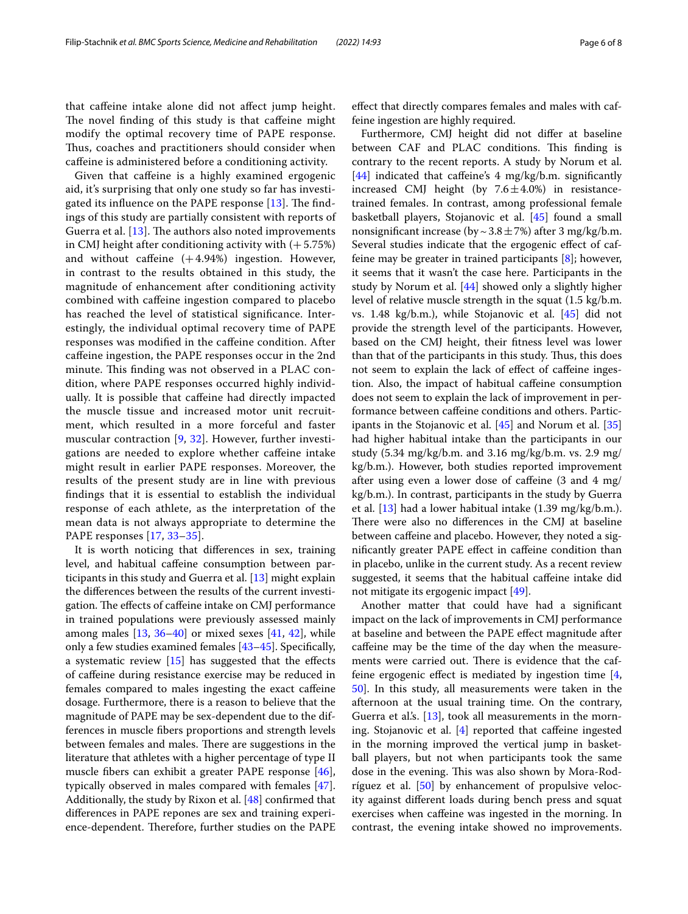that caffeine intake alone did not affect jump height. The novel finding of this study is that caffeine might modify the optimal recovery time of PAPE response. Thus, coaches and practitioners should consider when caffeine is administered before a conditioning activity.

Given that caffeine is a highly examined ergogenic aid, it's surprising that only one study so far has investigated its influence on the PAPE response [13]. The findings of this study are partially consistent with reports of Guerra et al. [13]. The authors also noted improvements in CMJ height after conditioning activity with (+5.75%) and without caffeine (+4.94%) ingestion. However, in contrast to the results obtained in this study, the magnitude of enhancement after conditioning activity combined with caffeine ingestion compared to placebo has reached the level of statistical significance. Interestingly, the individual optimal recovery time of PAPE responses was modified in the caffeine condition. After caffeine ingestion, the PAPE responses occur in the 2nd minute. This finding was not observed in a PLAC condition, where PAPE responses occurred highly individually. It is possible that caffeine had directly impacted the muscle tissue and increased motor unit recruitment, which resulted in a more forceful and faster muscular contraction [9, 32]. However, further investigations are needed to explore whether caffeine intake might result in earlier PAPE responses. Moreover, the results of the present study are in line with previous findings that it is essential to establish the individual response of each athlete, as the interpretation of the mean data is not always appropriate to determine the PAPE responses [17, 33–35].

It is worth noticing that differences in sex, training level, and habitual caffeine consumption between participants in this study and Guerra et al. [13] might explain the differences between the results of the current investigation. The effects of caffeine intake on CMJ performance in trained populations were previously assessed mainly among males [13, 36–40] or mixed sexes [41, 42], while only a few studies examined females [43–45]. Specifically, a systematic review [15] has suggested that the effects of caffeine during resistance exercise may be reduced in females compared to males ingesting the exact caffeine dosage. Furthermore, there is a reason to believe that the magnitude of PAPE may be sex-dependent due to the differences in muscle fibers proportions and strength levels between females and males. There are suggestions in the literature that athletes with a higher percentage of type II muscle fibers can exhibit a greater PAPE response [46], typically observed in males compared with females [47]. Additionally, the study by Rixon et al. [48] confirmed that differences in PAPE repones are sex and training experience-dependent. Therefore, further studies on the PAPE effect that directly compares females and males with caffeine ingestion are highly required.

Furthermore, CMJ height did not differ at baseline between CAF and PLAC conditions. This finding is contrary to the recent reports. A study by Norum et al. [44] indicated that caffeine's 4 mg/kg/b.m. significantly increased CMJ height (by 7.6 ± 4.0%) in resistance-trained females. In contrast, among professional female basketball players, Stojanovic et al. [45] found a small nonsignificant increase (by ~ 3.8 ± 7%) after 3 mg/kg/b.m. Several studies indicate that the ergogenic effect of caffeine may be greater in trained participants [8]; however, it seems that it wasn't the case here. Participants in the study by Norum et al. [44] showed only a slightly higher level of relative muscle strength in the squat (1.5 kg/b.m. vs. 1.48 kg/b.m.), while Stojanovic et al. [45] did not provide the strength level of the participants. However, based on the CMJ height, their fitness level was lower than that of the participants in this study. Thus, this does not seem to explain the lack of effect of caffeine ingestion. Also, the impact of habitual caffeine consumption does not seem to explain the lack of improvement in performance between caffeine conditions and others. Participants in the Stojanovic et al. [45] and Norum et al. [35] had higher habitual intake than the participants in our study (5.34 mg/kg/b.m. and 3.16 mg/kg/b.m. vs. 2.9 mg/kg/b.m.). However, both studies reported improvement after using even a lower dose of caffeine (3 and 4 mg/kg/b.m.). In contrast, participants in the study by Guerra et al. [13] had a lower habitual intake (1.39 mg/kg/b.m.). There were also no differences in the CMJ at baseline between caffeine and placebo. However, they noted a significantly greater PAPE effect in caffeine condition than in placebo, unlike in the current study. As a recent review suggested, it seems that the habitual caffeine intake did not mitigate its ergogenic impact [49].

Another matter that could have had a significant impact on the lack of improvements in CMJ performance at baseline and between the PAPE effect magnitude after caffeine may be the time of the day when the measurements were carried out. There is evidence that the caffeine ergogenic effect is mediated by ingestion time [4, 50]. In this study, all measurements were taken in the afternoon at the usual training time. On the contrary, Guerra et al.'s. [13], took all measurements in the morning. Stojanovic et al. [4] reported that caffeine ingested in the morning improved the vertical jump in basketball players, but not when participants took the same dose in the evening. This was also shown by Mora-Rodríguez et al. [50] by enhancement of propulsive velocity against different loads during bench press and squat exercises when caffeine was ingested in the morning. In contrast, the evening intake showed no improvements.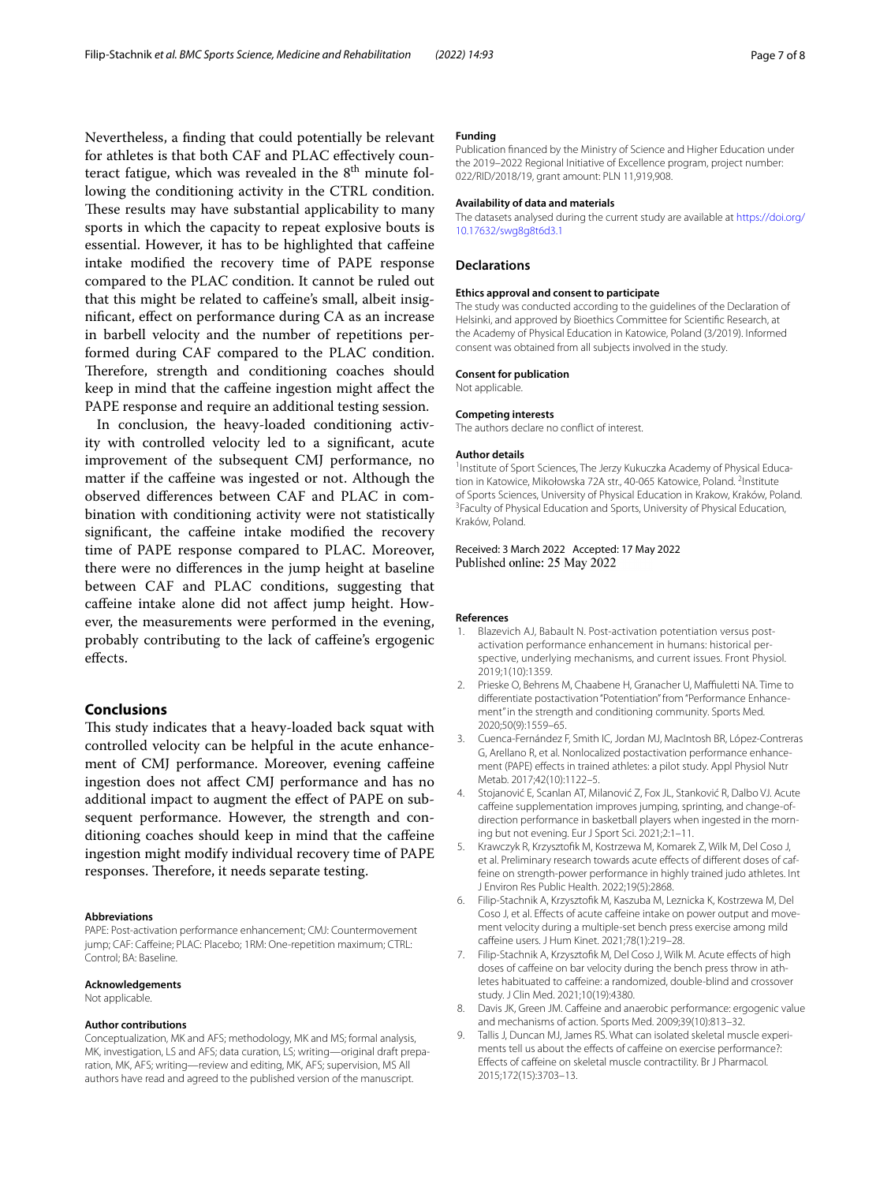Nevertheless, a finding that could potentially be relevant for athletes is that both CAF and PLAC effectively counteract fatigue, which was revealed in the 8th minute following the conditioning activity in the CTRL condition. These results may have substantial applicability to many sports in which the capacity to repeat explosive bouts is essential. However, it has to be highlighted that caffeine intake modified the recovery time of PAPE response compared to the PLAC condition. It cannot be ruled out that this might be related to caffeine's small, albeit insignificant, effect on performance during CA as an increase in barbell velocity and the number of repetitions performed during CAF compared to the PLAC condition. Therefore, strength and conditioning coaches should keep in mind that the caffeine ingestion might affect the PAPE response and require an additional testing session.

In conclusion, the heavy-loaded conditioning activity with controlled velocity led to a significant, acute improvement of the subsequent CMJ performance, no matter if the caffeine was ingested or not. Although the observed differences between CAF and PLAC in combination with conditioning activity were not statistically significant, the caffeine intake modified the recovery time of PAPE response compared to PLAC. Moreover, there were no differences in the jump height at baseline between CAF and PLAC conditions, suggesting that caffeine intake alone did not affect jump height. However, the measurements were performed in the evening, probably contributing to the lack of caffeine's ergogenic effects.

## Conclusions

This study indicates that a heavy-loaded back squat with controlled velocity can be helpful in the acute enhancement of CMJ performance. Moreover, evening caffeine ingestion does not affect CMJ performance and has no additional impact to augment the effect of PAPE on subsequent performance. However, the strength and conditioning coaches should keep in mind that the caffeine ingestion might modify individual recovery time of PAPE responses. Therefore, it needs separate testing.

#### Abbreviations

PAPE: Post-activation performance enhancement; CMJ: Countermovement jump; CAF: Caffeine; PLAC: Placebo; 1RM: One-repetition maximum; CTRL: Control; BA: Baseline.

#### Acknowledgements

Not applicable.

#### Author contributions

Conceptualization, MK and AFS; methodology, MK and MS; formal analysis, MK, investigation, LS and AFS; data curation, LS; writing—original draft preparation, MK, AFS; writing—review and editing, MK, AFS; supervision, MS All authors have read and agreed to the published version of the manuscript.

#### Funding

Publication financed by the Ministry of Science and Higher Education under the 2019–2022 Regional Initiative of Excellence program, project number: 022/RID/2018/19, grant amount: PLN 11,919,908.

#### Availability of data and materials

The datasets analysed during the current study are available at https://doi.org/10.17632/swg8g8t6d3.1

## Declarations

#### Ethics approval and consent to participate

The study was conducted according to the guidelines of the Declaration of Helsinki, and approved by Bioethics Committee for Scientific Research, at the Academy of Physical Education in Katowice, Poland (3/2019). Informed consent was obtained from all subjects involved in the study.

#### Consent for publication

Not applicable.

#### Competing interests

The authors declare no conflict of interest.

#### Author details

[1]Institute of Sport Sciences, The Jerzy Kukuczka Academy of Physical Education in Katowice, Mikołowska 72A str., 40-065 Katowice, Poland. [2]Institute of Sports Sciences, University of Physical Education in Krakow, Kraków, Poland. [3]Faculty of Physical Education and Sports, University of Physical Education, Kraków, Poland.

Received: 3 March 2022 Accepted: 17 May 2022
Published online: 25 May 2022

#### References

1. Blazevich AJ, Babault N. Post-activation potentiation versus post-activation performance enhancement in humans: historical perspective, underlying mechanisms, and current issues. Front Physiol. 2019;1(10):1359.
2. Prieske O, Behrens M, Chaabene H, Granacher U, Maffiuletti NA. Time to differentiate postactivation "Potentiation" from "Performance Enhancement" in the strength and conditioning community. Sports Med. 2020;50(9):1559–65.
3. Cuenca-Fernández F, Smith IC, Jordan MJ, MacIntosh BR, López-Contreras G, Arellano R, et al. Nonlocalized postactivation performance enhancement (PAPE) effects in trained athletes: a pilot study. Appl Physiol Nutr Metab. 2017;42(10):1122–5.
4. Stojanović E, Scanlan AT, Milanović Z, Fox JL, Stanković R, Dalbo VJ. Acute caffeine supplementation improves jumping, sprinting, and change-of-direction performance in basketball players when ingested in the morning but not evening. Eur J Sport Sci. 2021;2:1–11.
5. Krawczyk R, Krzysztofik M, Kostrzewa M, Komarek Z, Wilk M, Del Coso J, et al. Preliminary research towards acute effects of different doses of caffeine on strength-power performance in highly trained judo athletes. Int J Environ Res Public Health. 2022;19(5):2868.
6. Filip-Stachnik A, Krzysztofik M, Kaszuba M, Leznicka K, Kostrzewa M, Del Coso J, et al. Effects of acute caffeine intake on power output and movement velocity during a multiple-set bench press exercise among mild caffeine users. J Hum Kinet. 2021;78(1):219–28.
7. Filip-Stachnik A, Krzysztofik M, Del Coso J, Wilk M. Acute effects of high doses of caffeine on bar velocity during the bench press throw in athletes habituated to caffeine: a randomized, double-blind and crossover study. J Clin Med. 2021;10(19):4380.
8. Davis JK, Green JM. Caffeine and anaerobic performance: ergogenic value and mechanisms of action. Sports Med. 2009;39(10):813–32.
9. Tallis J, Duncan MJ, James RS. What can isolated skeletal muscle experiments tell us about the effects of caffeine on exercise performance?: Effects of caffeine on skeletal muscle contractility. Br J Pharmacol. 2015;172(15):3703–13.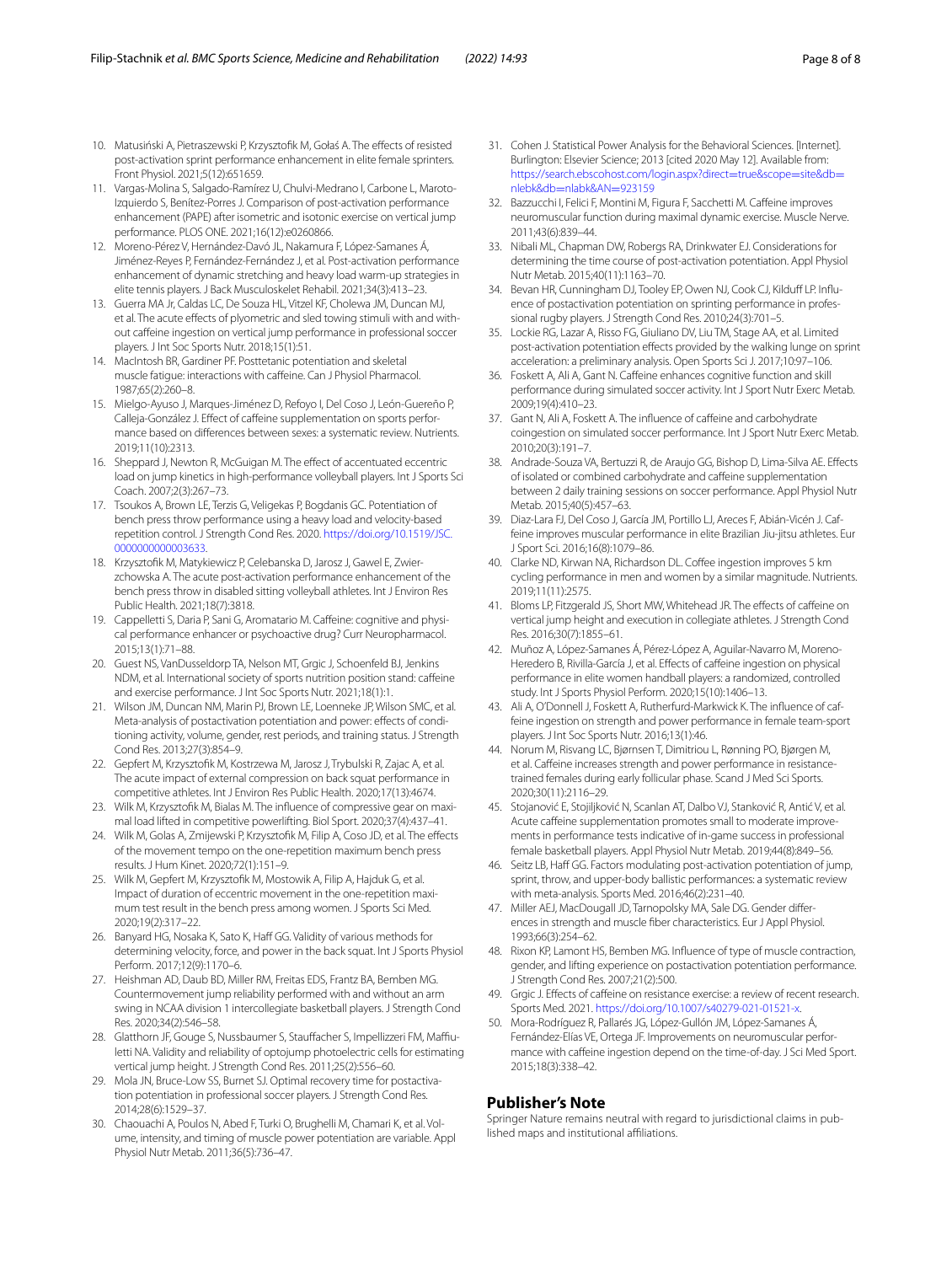10. Matusiński A, Pietraszewski P, Krzysztofik M, Gołaś A. The effects of resisted post-activation sprint performance enhancement in elite female sprinters. Front Physiol. 2021;5(12):651659.
11. Vargas-Molina S, Salgado-Ramírez U, Chulvi-Medrano I, Carbone L, Maroto-Izquierdo S, Benítez-Porres J. Comparison of post-activation performance enhancement (PAPE) after isometric and isotonic exercise on vertical jump performance. PLOS ONE. 2021;16(12):e0260866.
12. Moreno-Pérez V, Hernández-Davó JL, Nakamura F, López-Samanes Á, Jiménez-Reyes P, Fernández-Fernández J, et al. Post-activation performance enhancement of dynamic stretching and heavy load warm-up strategies in elite tennis players. J Back Musculoskelet Rehabil. 2021;34(3):413–23.
13. Guerra MA Jr, Caldas LC, De Souza HL, Vitzel KF, Cholewa JM, Duncan MJ, et al. The acute effects of plyometric and sled towing stimuli with and without caffeine ingestion on vertical jump performance in professional soccer players. J Int Soc Sports Nutr. 2018;15(1):51.
14. MacIntosh BR, Gardiner PF. Posttetanic potentiation and skeletal muscle fatigue: interactions with caffeine. Can J Physiol Pharmacol. 1987;65(2):260–8.
15. Mielgo-Ayuso J, Marques-Jiménez D, Refoyo I, Del Coso J, León-Guereño P, Calleja-González J. Effect of caffeine supplementation on sports performance based on differences between sexes: a systematic review. Nutrients. 2019;11(10):2313.
16. Sheppard J, Newton R, McGuigan M. The effect of accentuated eccentric load on jump kinetics in high-performance volleyball players. Int J Sports Sci Coach. 2007;2(3):267–73.
17. Tsoukos A, Brown LE, Terzis G, Veligekas P, Bogdanis GC. Potentiation of bench press throw performance using a heavy load and velocity-based repetition control. J Strength Cond Res. 2020. https://doi.org/10.1519/JSC.0000000000003633.
18. Krzysztofik M, Matykiewicz P, Celebanska D, Jarosz J, Gawel E, Zwierzchowska A. The acute post-activation performance enhancement of the bench press throw in disabled sitting volleyball athletes. Int J Environ Res Public Health. 2021;18(7):3818.
19. Cappelletti S, Daria P, Sani G, Aromatario M. Caffeine: cognitive and physical performance enhancer or psychoactive drug? Curr Neuropharmacol. 2015;13(1):71–88.
20. Guest NS, VanDusseldorp TA, Nelson MT, Grgic J, Schoenfeld BJ, Jenkins NDM, et al. International society of sports nutrition position stand: caffeine and exercise performance. J Int Soc Sports Nutr. 2021;18(1):1.
21. Wilson JM, Duncan NM, Marin PJ, Brown LE, Loenneke JP, Wilson SMC, et al. Meta-analysis of postactivation potentiation and power: effects of conditioning activity, volume, gender, rest periods, and training status. J Strength Cond Res. 2013;27(3):854–9.
22. Gepfert M, Krzysztofik M, Kostrzewa M, Jarosz J, Trybulski R, Zajac A, et al. The acute impact of external compression on back squat performance in competitive athletes. Int J Environ Res Public Health. 2020;17(13):4674.
23. Wilk M, Krzysztofik M, Bialas M. The influence of compressive gear on maximal load lifted in competitive powerlifting. Biol Sport. 2020;37(4):437–41.
24. Wilk M, Golas A, Zmijewski P, Krzysztofik M, Filip A, Coso JD, et al. The effects of the movement tempo on the one-repetition maximum bench press results. J Hum Kinet. 2020;72(1):151–9.
25. Wilk M, Gepfert M, Krzysztofik M, Mostowik A, Filip A, Hajduk G, et al. Impact of duration of eccentric movement in the one-repetition maximum test result in the bench press among women. J Sports Sci Med. 2020;19(2):317–22.
26. Banyard HG, Nosaka K, Sato K, Haff GG. Validity of various methods for determining velocity, force, and power in the back squat. Int J Sports Physiol Perform. 2017;12(9):1170–6.
27. Heishman AD, Daub BD, Miller RM, Freitas EDS, Frantz BA, Bemben MG. Countermovement jump reliability performed with and without an arm swing in NCAA division 1 intercollegiate basketball players. J Strength Cond Res. 2020;34(2):546–58.
28. Glatthorn JF, Gouge S, Nussbaumer S, Stauffacher S, Impellizzeri FM, Maffiuletti NA. Validity and reliability of optojump photoelectric cells for estimating vertical jump height. J Strength Cond Res. 2011;25(2):556–60.
29. Mola JN, Bruce-Low SS, Burnet SJ. Optimal recovery time for postactivation potentiation in professional soccer players. J Strength Cond Res. 2014;28(6):1529–37.
30. Chaouachi A, Poulos N, Abed F, Turki O, Brughelli M, Chamari K, et al. Volume, intensity, and timing of muscle power potentiation are variable. Appl Physiol Nutr Metab. 2011;36(5):736–47.
31. Cohen J. Statistical Power Analysis for the Behavioral Sciences. [Internet]. Burlington: Elsevier Science; 2013 [cited 2020 May 12]. Available from: https://search.ebscohost.com/login.aspx?direct=true&scope=site&db=nlebk&db=nlabk&AN=923159
32. Bazzucchi I, Felici F, Montini M, Figura F, Sacchetti M. Caffeine improves neuromuscular function during maximal dynamic exercise. Muscle Nerve. 2011;43(6):839–44.
33. Nibali ML, Chapman DW, Robergs RA, Drinkwater EJ. Considerations for determining the time course of post-activation potentiation. Appl Physiol Nutr Metab. 2015;40(11):1163–70.
34. Bevan HR, Cunningham DJ, Tooley EP, Owen NJ, Cook CJ, Kilduff LP. Influence of postactivation potentiation on sprinting performance in professional rugby players. J Strength Cond Res. 2010;24(3):701–5.
35. Lockie RG, Lazar A, Risso FG, Giuliano DV, Liu TM, Stage AA, et al. Limited post-activation potentiation effects provided by the walking lunge on sprint acceleration: a preliminary analysis. Open Sports Sci J. 2017;10:97–106.
36. Foskett A, Ali A, Gant N. Caffeine enhances cognitive function and skill performance during simulated soccer activity. Int J Sport Nutr Exerc Metab. 2009;19(4):410–23.
37. Gant N, Ali A, Foskett A. The influence of caffeine and carbohydrate coingestion on simulated soccer performance. Int J Sport Nutr Exerc Metab. 2010;20(3):191–7.
38. Andrade-Souza VA, Bertuzzi R, de Araujo GG, Bishop D, Lima-Silva AE. Effects of isolated or combined carbohydrate and caffeine supplementation between 2 daily training sessions on soccer performance. Appl Physiol Nutr Metab. 2015;40(5):457–63.
39. Diaz-Lara FJ, Del Coso J, García JM, Portillo LJ, Areces F, Abián-Vicén J. Caffeine improves muscular performance in elite Brazilian Jiu-jitsu athletes. Eur J Sport Sci. 2016;16(8):1079–86.
40. Clarke ND, Kirwan NA, Richardson DL. Coffee ingestion improves 5 km cycling performance in men and women by a similar magnitude. Nutrients. 2019;11(11):2575.
41. Bloms LP, Fitzgerald JS, Short MW, Whitehead JR. The effects of caffeine on vertical jump height and execution in collegiate athletes. J Strength Cond Res. 2016;30(7):1855–61.
42. Muñoz A, López-Samanes Á, Pérez-López A, Aguilar-Navarro M, Moreno-Heredero B, Rivilla-García J, et al. Effects of caffeine ingestion on physical performance in elite women handball players: a randomized, controlled study. Int J Sports Physiol Perform. 2020;15(10):1406–13.
43. Ali A, O'Donnell J, Foskett A, Rutherfurd-Markwick K. The influence of caffeine ingestion on strength and power performance in female team-sport players. J Int Soc Sports Nutr. 2016;13(1):46.
44. Norum M, Risvang LC, Bjørnsen T, Dimitriou L, Rønning PO, Bjørgen M, et al. Caffeine increases strength and power performance in resistance-trained females during early follicular phase. Scand J Med Sci Sports. 2020;30(11):2116–29.
45. Stojanović E, Stojiljković N, Scanlan AT, Dalbo VJ, Stanković R, Antić V, et al. Acute caffeine supplementation promotes small to moderate improvements in performance tests indicative of in-game success in professional female basketball players. Appl Physiol Nutr Metab. 2019;44(8):849–56.
46. Seitz LB, Haff GG. Factors modulating post-activation potentiation of jump, sprint, throw, and upper-body ballistic performances: a systematic review with meta-analysis. Sports Med. 2016;46(2):231–40.
47. Miller AEJ, MacDougall JD, Tarnopolsky MA, Sale DG. Gender differences in strength and muscle fiber characteristics. Eur J Appl Physiol. 1993;66(3):254–62.
48. Rixon KP, Lamont HS, Bemben MG. Influence of type of muscle contraction, gender, and lifting experience on postactivation potentiation performance. J Strength Cond Res. 2007;21(2):500.
49. Grgic J. Effects of caffeine on resistance exercise: a review of recent research. Sports Med. 2021. https://doi.org/10.1007/s40279-021-01521-x.
50. Mora-Rodríguez R, Pallarés JG, López-Gullón JM, López-Samanes Á, Fernández-Elías VE, Ortega JF. Improvements on neuromuscular performance with caffeine ingestion depend on the time-of-day. J Sci Med Sport. 2015;18(3):338–42.

## Publisher's Note

Springer Nature remains neutral with regard to jurisdictional claims in published maps and institutional affiliations.